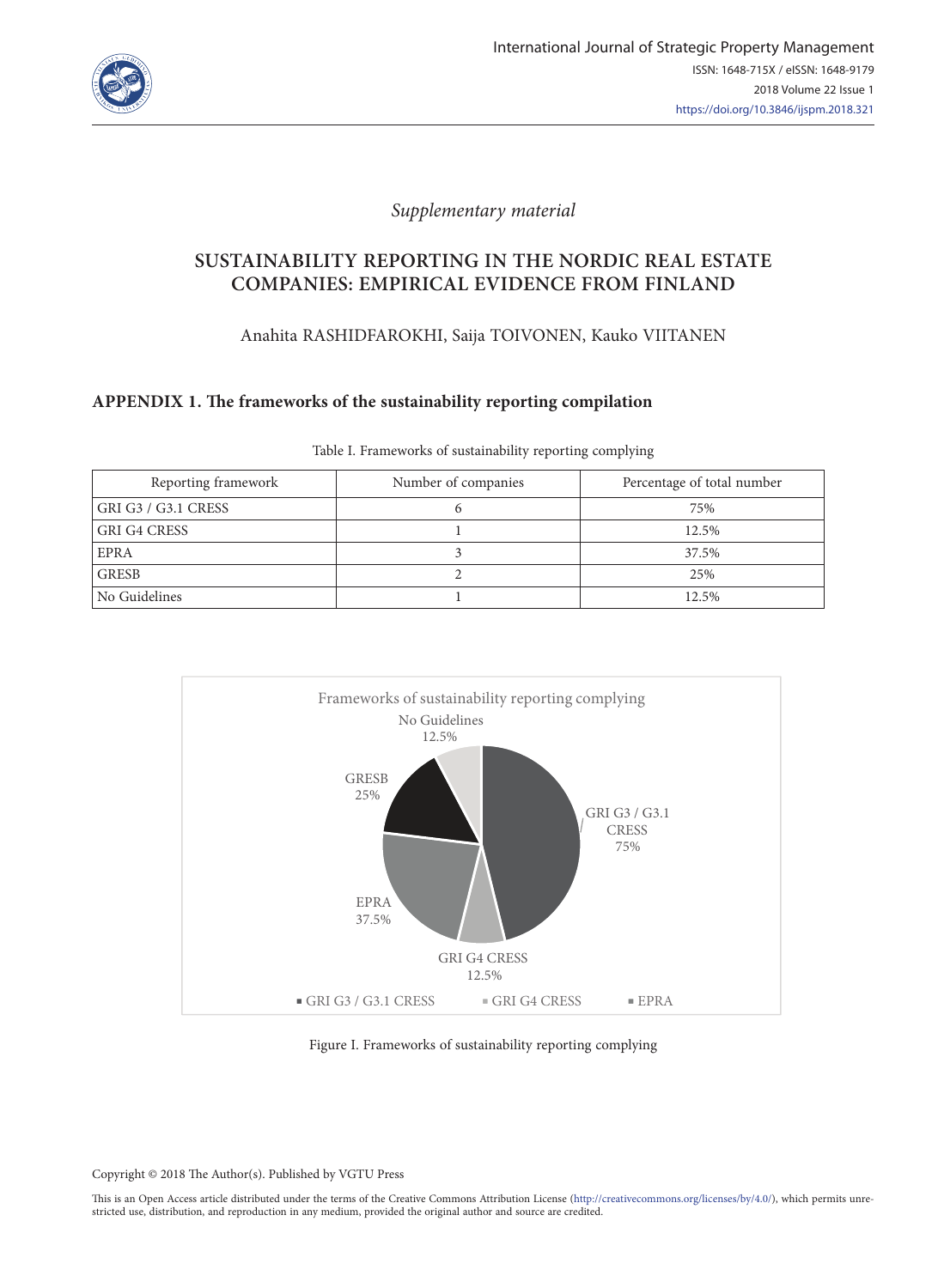*Supplementary material*

# SUSTAINABILITY REPORTING IN THE NORDIC REAL ESTATE COMPANIES: EMPIRICAL EVIDENCE FROM FINLAND

Anahita RASHIDFAROKHI, Saija TOIVONEN, Kauko VIITANEN

## APPENDIX 1. The frameworks of the sustainability reporting compilation

Table I. Frameworks of sustainability reporting complying

| Reporting framework | Number of companies | Percentage of total number |
|---|---|---|
| GRI G3 / G3.1 CRESS | 6 | 75% |
| GRI G4 CRESS | 1 | 12.5% |
| EPRA | 3 | 37.5% |
| GRESB | 2 | 25% |
| No Guidelines | 1 | 12.5% |

Frameworks of sustainability reporting complying

No Guidelines 12.5%

GRESB 25%

GRI G3 / G3.1 CRESS 75%

EPRA 37.5%

GRI G4 CRESS 12.5%

■ GRI G3 / G3.1 CRESS ■ GRI G4 CRESS ■ EPRA

Figure I. Frameworks of sustainability reporting complying

Copyright © 2018 The Author(s). Published by VGTU Press

This is an Open Access article distributed under the terms of the Creative Commons Attribution License (http://creativecommons.org/licenses/by/4.0/), which permits unrestricted use, distribution, and reproduction in any medium, provided the original author and source are credited.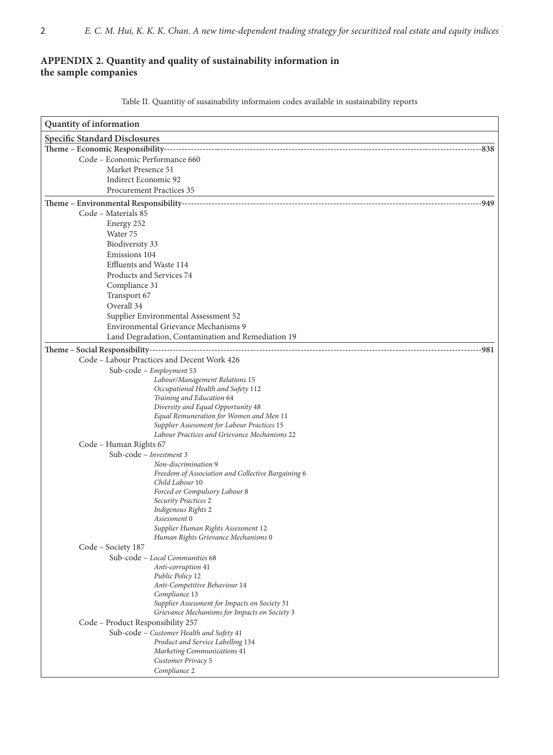## APPENDIX 2. Quantity and quality of sustainability information in the sample companies

Table II. Quantitiy of susainability informaion codes available in sustainability reports

| Quantity of information | | | |
|---|---|---|---|
| **Specific Standard Disclosures** | | | |
| **Theme – Economic Responsibility** | | | **838** |
| | Code – Economic Performance 660 | | |
| | Market Presence 51 | | |
| | Indirect Economic 92 | | |
| | Procurement Practices 35 | | |
| **Theme – Environmental Responsibility** | | | **949** |
| | Code – Materials 85 | | |
| | Energy 252 | | |
| | Water 75 | | |
| | Biodiversity 33 | | |
| | Emissions 104 | | |
| | Effluents and Waste 114 | | |
| | Products and Services 74 | | |
| | Compliance 31 | | |
| | Transport 67 | | |
| | Overall 34 | | |
| | Supplier Environmental Assessment 52 | | |
| | Environmental Grievance Mechanisms 9 | | |
| | Land Degradation, Contamination and Remediation 19 | | |
| **Theme – Social Responsibility** | | | **981** |
| | Code – Labour Practices and Decent Work 426 | | |
| | | Sub-code – *Employment* 53 | |
| | | *Labour/Management Relations* 15 | |
| | | *Occupational Health and Safety* 112 | |
| | | *Training and Education* 64 | |
| | | *Diversity and Equal Opportunity* 48 | |
| | | *Equal Remuneration for Women and Men* 11 | |
| | | *Supplier Assessment for Labour Practices* 15 | |
| | | *Labour Practices and Grievance Mechanisms* 22 | |
| | Code – Human Rights 67 | | |
| | | Sub-code – *Investment* 3 | |
| | | *Non-discrimination* 9 | |
| | | *Freedom of Association and Collective Bargaining* 6 | |
| | | *Child Labour* 10 | |
| | | *Forced or Compulsory Labour* 8 | |
| | | *Security Practices* 2 | |
| | | *Indigenous Rights* 2 | |
| | | *Assessment* 0 | |
| | | *Supplier Human Rights Assessment* 12 | |
| | | *Human Rights Grievance Mechanisms* 0 | |
| | Code – Society 187 | | |
| | | Sub-code – *Local Communities* 68 | |
| | | *Anti-corruption* 41 | |
| | | *Public Policy* 12 | |
| | | *Anti-Competitive Behaviour* 14 | |
| | | *Compliance* 13 | |
| | | *Supplier Assessment for Impacts on Society* 31 | |
| | | *Grievance Mechanisms for Impacts on Society* 3 | |
| | Code – Product Responsibility 257 | | |
| | | Sub-code – *Customer Health and Safety* 41 | |
| | | *Product and Service Labelling* 134 | |
| | | *Marketing Communications* 41 | |
| | | *Customer Privacy* 5 | |
| | | *Compliance* 2 | |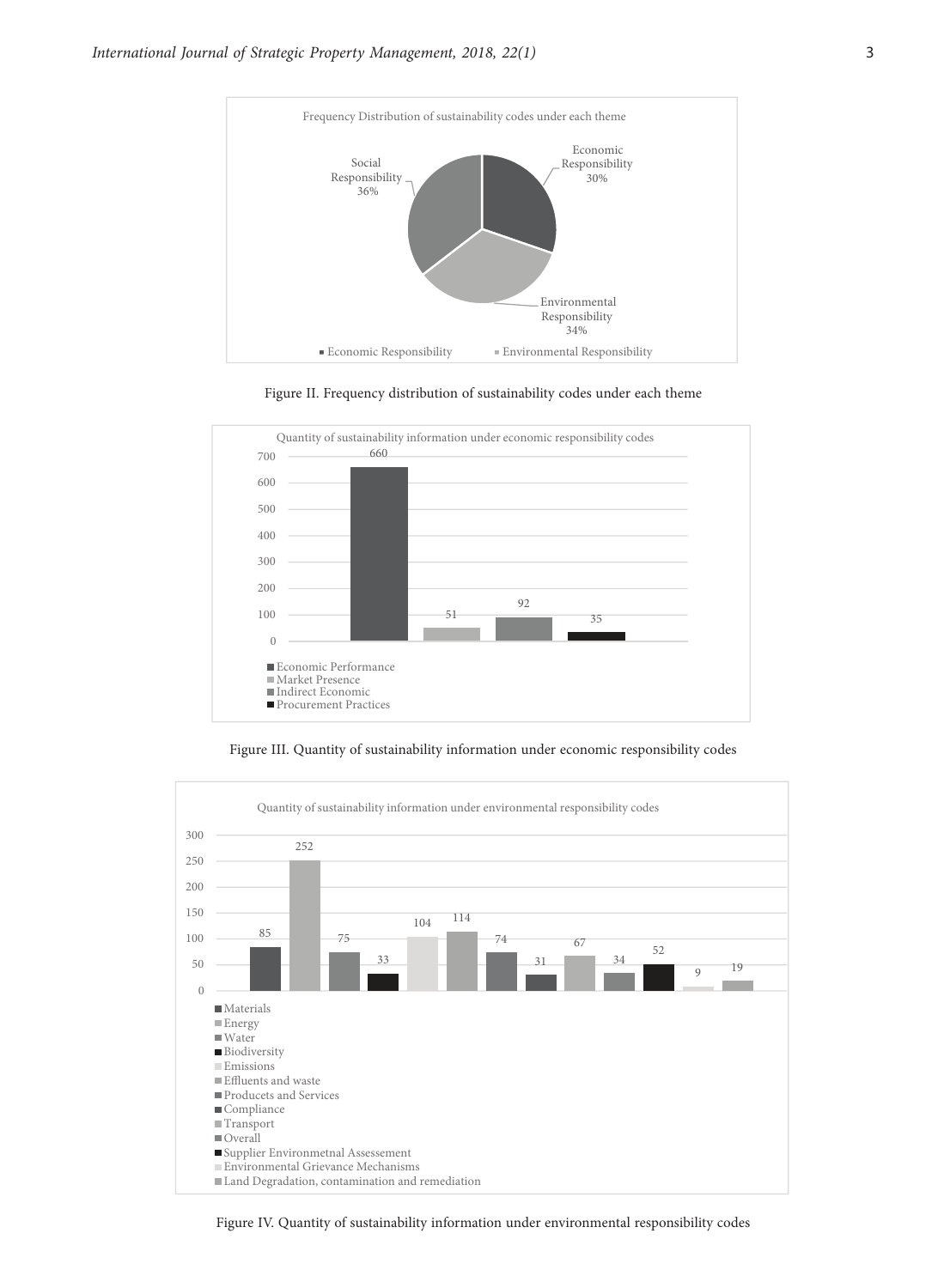Frequency Distribution of sustainability codes under each theme

Economic Responsibility 30%

Environmental Responsibility 34%

Social Responsibility 36%

■ Economic Responsibility ■ Environmental Responsibility

Figure II. Frequency distribution of sustainability codes under each theme

Quantity of sustainability information under economic responsibility codes

| Code | Quantity |
|---|---|
| Economic Performance | 660 |
| Market Presence | 51 |
| Indirect Economic | 92 |
| Procurement Practices | 35 |

Figure III. Quantity of sustainability information under economic responsibility codes

Quantity of sustainability information under environmental responsibility codes

| Code | Quantity |
|---|---|
| Materials | 85 |
| Energy | 252 |
| Water | 75 |
| Biodiversity | 33 |
| Emissions | 104 |
| Effluents and waste | 114 |
| Producets and Services | 74 |
| Compliance | 31 |
| Transport | 67 |
| Overall | 34 |
| Supplier Environmetnal Assessement | 52 |
| Environmental Grievance Mechanisms | 9 |
| Land Degradation, contamination and remediation | 19 |

Figure IV. Quantity of sustainability information under environmental responsibility codes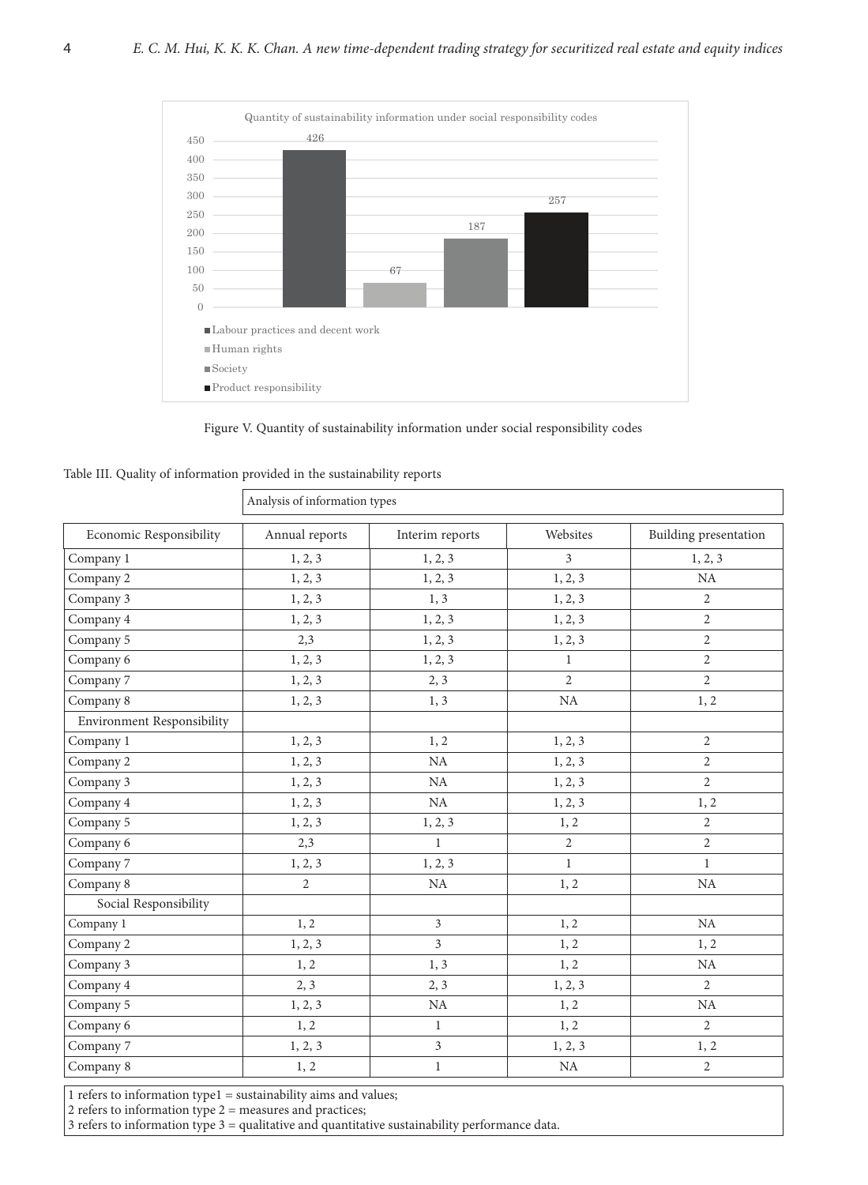Quantity of sustainability information under social responsibility codes

| Category | Quantity |
|---|---|
| Labour practices and decent work | 426 |
| Human rights | 67 |
| Society | 187 |
| Product responsibility | 257 |

Figure V. Quantity of sustainability information under social responsibility codes

Table III. Quality of information provided in the sustainability reports

| | Analysis of information types | | | |
|---|---|---|---|---|
| Economic Responsibility | Annual reports | Interim reports | Websites | Building presentation |
| Company 1 | 1, 2, 3 | 1, 2, 3 | 3 | 1, 2, 3 |
| Company 2 | 1, 2, 3 | 1, 2, 3 | 1, 2, 3 | NA |
| Company 3 | 1, 2, 3 | 1, 3 | 1, 2, 3 | 2 |
| Company 4 | 1, 2, 3 | 1, 2, 3 | 1, 2, 3 | 2 |
| Company 5 | 2,3 | 1, 2, 3 | 1, 2, 3 | 2 |
| Company 6 | 1, 2, 3 | 1, 2, 3 | 1 | 2 |
| Company 7 | 1, 2, 3 | 2, 3 | 2 | 2 |
| Company 8 | 1, 2, 3 | 1, 3 | NA | 1, 2 |
| Environment Responsibility | | | | |
| Company 1 | 1, 2, 3 | 1, 2 | 1, 2, 3 | 2 |
| Company 2 | 1, 2, 3 | NA | 1, 2, 3 | 2 |
| Company 3 | 1, 2, 3 | NA | 1, 2, 3 | 2 |
| Company 4 | 1, 2, 3 | NA | 1, 2, 3 | 1, 2 |
| Company 5 | 1, 2, 3 | 1, 2, 3 | 1, 2 | 2 |
| Company 6 | 2,3 | 1 | 2 | 2 |
| Company 7 | 1, 2, 3 | 1, 2, 3 | 1 | 1 |
| Company 8 | 2 | NA | 1, 2 | NA |
| Social Responsibility | | | | |
| Company 1 | 1, 2 | 3 | 1, 2 | NA |
| Company 2 | 1, 2, 3 | 3 | 1, 2 | 1, 2 |
| Company 3 | 1, 2 | 1, 3 | 1, 2 | NA |
| Company 4 | 2, 3 | 2, 3 | 1, 2, 3 | 2 |
| Company 5 | 1, 2, 3 | NA | 1, 2 | NA |
| Company 6 | 1, 2 | 1 | 1, 2 | 2 |
| Company 7 | 1, 2, 3 | 3 | 1, 2, 3 | 1, 2 |
| Company 8 | 1, 2 | 1 | NA | 2 |

1 refers to information type1 = sustainability aims and values;
2 refers to information type 2 = measures and practices;
3 refers to information type 3 = qualitative and quantitative sustainability performance data.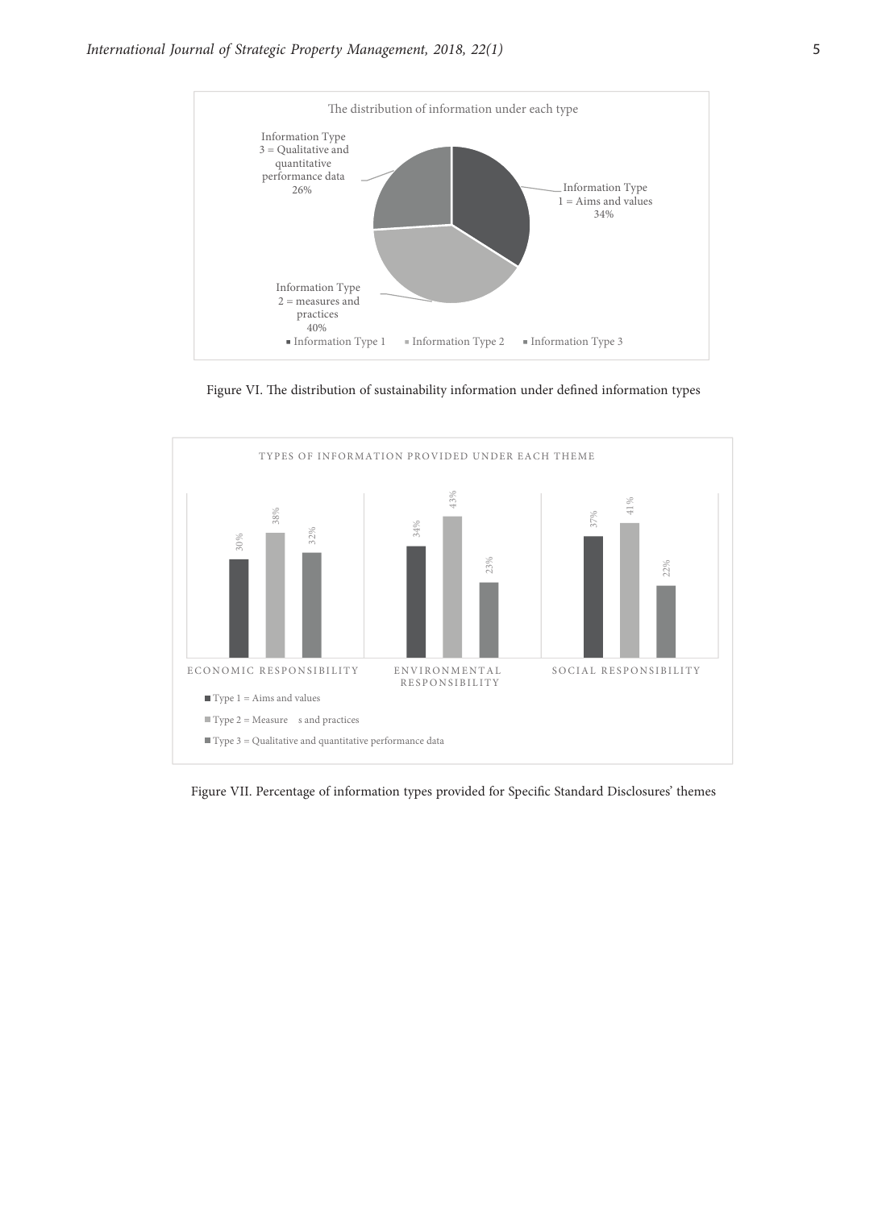The distribution of information under each type

Information Type 3 = Qualitative and quantitative performance data
26%

Information Type 1 = Aims and values
34%

Information Type 2 = measures and practices
40%

Information Type 1 | Information Type 2 | Information Type 3

Figure VI. The distribution of sustainability information under defined information types

TYPES OF INFORMATION PROVIDED UNDER EACH THEME

30%
38%
32%
34%
43%
23%
37%
41%
22%

ECONOMIC RESPONSIBILITY
ENVIRONMENTAL RESPONSIBILITY
SOCIAL RESPONSIBILITY

Type 1 = Aims and values

Type 2 = Measure s and practices

Type 3 = Qualitative and quantitative performance data

Figure VII. Percentage of information types provided for Specific Standard Disclosures' themes